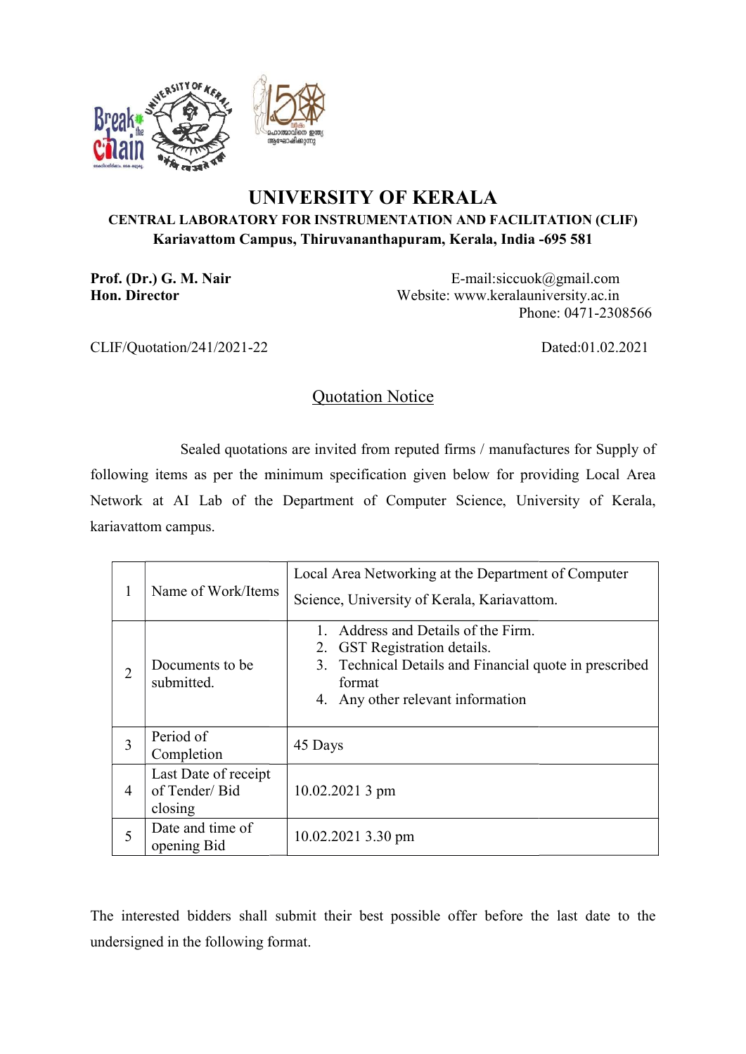# UNIVERSITY OF KERALA

**CENTRAL LABORATORY FOR INSTRUMENTATION AND FACILITATION (CLIF)**

**Kariavattom Campus, Thiruvananthapuram, Kerala, India -695 581**

**Prof. (Dr.) G. M. Nair**
**Hon. Director**

E-mail:siccuok@gmail.com
Website: www.keralauniversity.ac.in
Phone: 0471-2308566

CLIF/Quotation/241/2021-22

Dated:01.02.2021

## Quotation Notice

Sealed quotations are invited from reputed firms / manufactures for Supply of following items as per the minimum specification given below for providing Local Area Network at AI Lab of the Department of Computer Science, University of Kerala, kariavattom campus.

| | | |
|---|---|---|
| 1 | Name of Work/Items | Local Area Networking at the Department of Computer Science, University of Kerala, Kariavattom. |
| 2 | Documents to be submitted. | 1. Address and Details of the Firm.<br>2. GST Registration details.<br>3. Technical Details and Financial quote in prescribed format<br>4. Any other relevant information |
| 3 | Period of Completion | 45 Days |
| 4 | Last Date of receipt of Tender/ Bid closing | 10.02.2021 3 pm |
| 5 | Date and time of opening Bid | 10.02.2021 3.30 pm |

The interested bidders shall submit their best possible offer before the last date to the undersigned in the following format.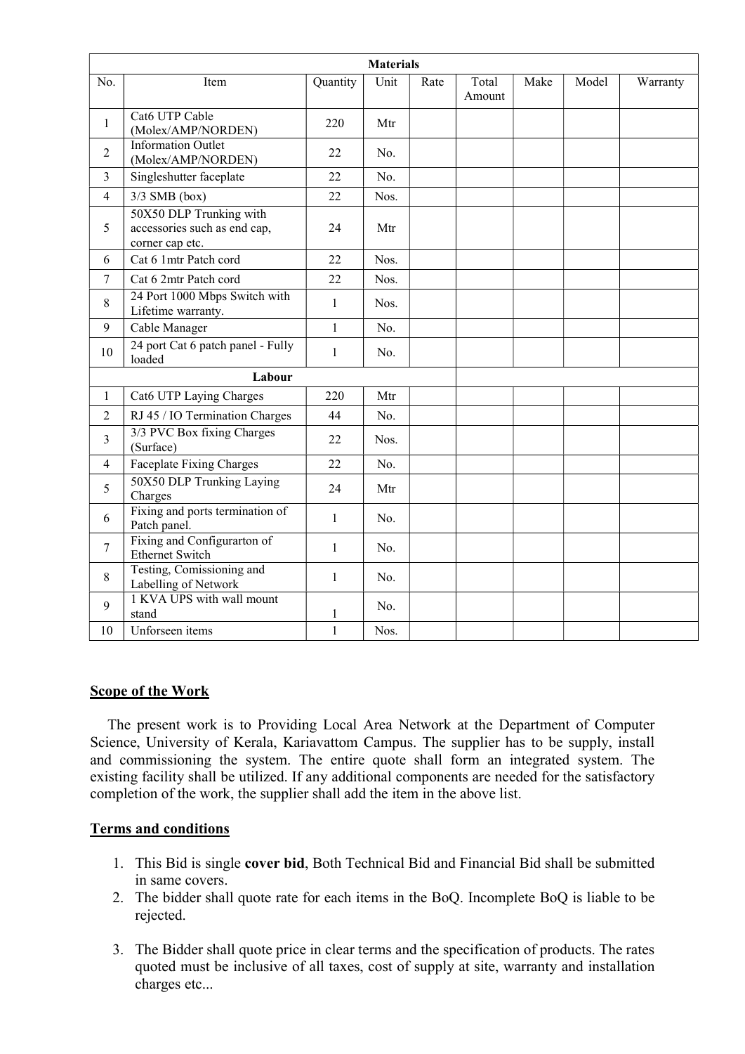| Materials | | | | | | | | |
|---|---|---|---|---|---|---|---|---|
| No. | Item | Quantity | Unit | Rate | Total Amount | Make | Model | Warranty |
| 1 | Cat6 UTP Cable (Molex/AMP/NORDEN) | 220 | Mtr | | | | | |
| 2 | Information Outlet (Molex/AMP/NORDEN) | 22 | No. | | | | | |
| 3 | Singleshutter faceplate | 22 | No. | | | | | |
| 4 | 3/3 SMB (box) | 22 | Nos. | | | | | |
| 5 | 50X50 DLP Trunking with accessories such as end cap, corner cap etc. | 24 | Mtr | | | | | |
| 6 | Cat 6 1mtr Patch cord | 22 | Nos. | | | | | |
| 7 | Cat 6 2mtr Patch cord | 22 | Nos. | | | | | |
| 8 | 24 Port 1000 Mbps Switch with Lifetime warranty. | 1 | Nos. | | | | | |
| 9 | Cable Manager | 1 | No. | | | | | |
| 10 | 24 port Cat 6 patch panel - Fully loaded | 1 | No. | | | | | |
| | **Labour** | | | | | | | |
| 1 | Cat6 UTP Laying Charges | 220 | Mtr | | | | | |
| 2 | RJ 45 / IO Termination Charges | 44 | No. | | | | | |
| 3 | 3/3 PVC Box fixing Charges (Surface) | 22 | Nos. | | | | | |
| 4 | Faceplate Fixing Charges | 22 | No. | | | | | |
| 5 | 50X50 DLP Trunking Laying Charges | 24 | Mtr | | | | | |
| 6 | Fixing and ports termination of Patch panel. | 1 | No. | | | | | |
| 7 | Fixing and Configurarton of Ethernet Switch | 1 | No. | | | | | |
| 8 | Testing, Comissioning and Labelling of Network | 1 | No. | | | | | |
| 9 | 1 KVA UPS with wall mount stand | 1 | No. | | | | | |
| 10 | Unforseen items | 1 | Nos. | | | | | |

## Scope of the Work

The present work is to Providing Local Area Network at the Department of Computer Science, University of Kerala, Kariavattom Campus. The supplier has to be supply, install and commissioning the system. The entire quote shall form an integrated system. The existing facility shall be utilized. If any additional components are needed for the satisfactory completion of the work, the supplier shall add the item in the above list.

## Terms and conditions

1. This Bid is single **cover bid**, Both Technical Bid and Financial Bid shall be submitted in same covers.
2. The bidder shall quote rate for each items in the BoQ. Incomplete BoQ is liable to be rejected.
3. The Bidder shall quote price in clear terms and the specification of products. The rates quoted must be inclusive of all taxes, cost of supply at site, warranty and installation charges etc...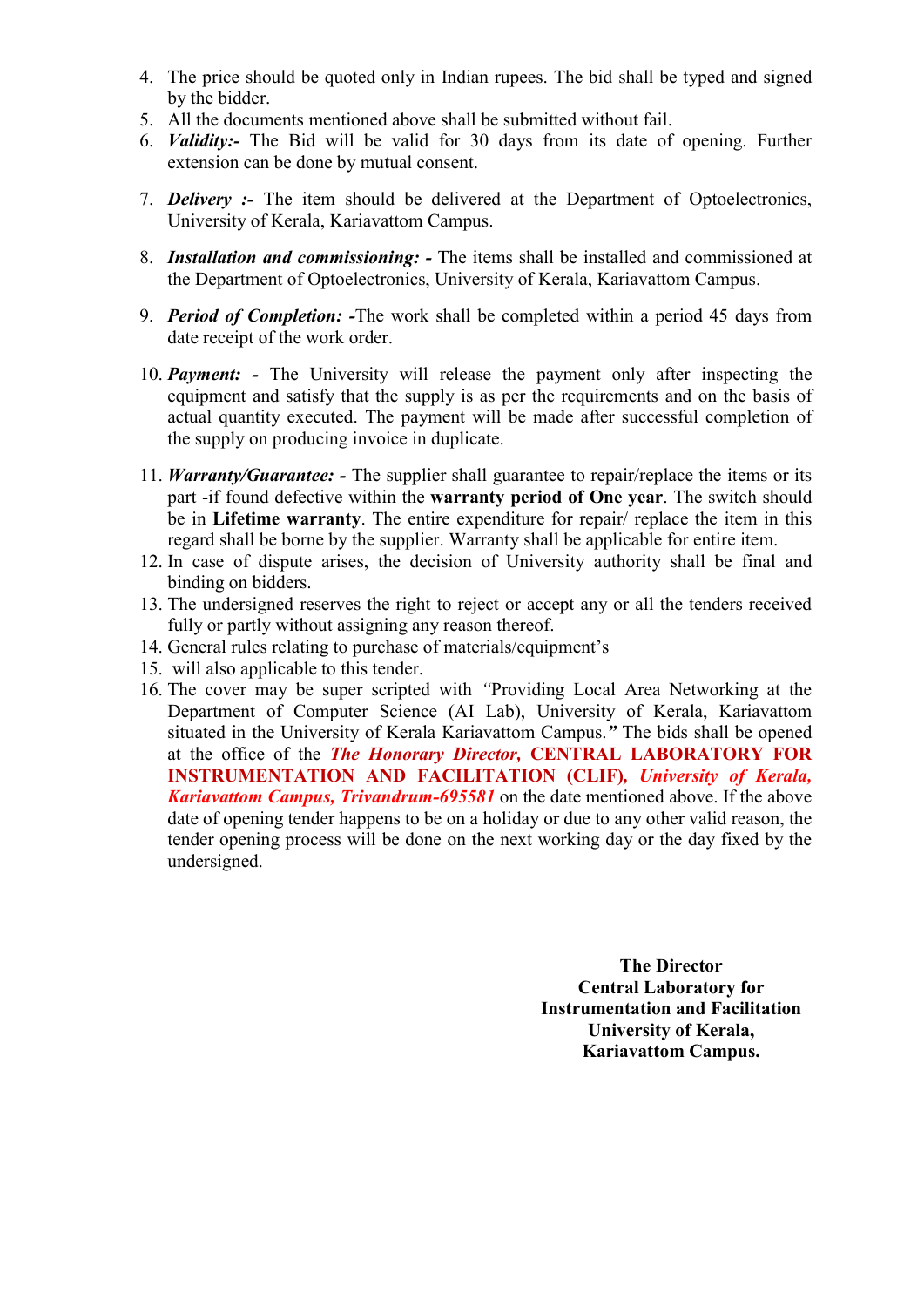4. The price should be quoted only in Indian rupees. The bid shall be typed and signed by the bidder.
5. All the documents mentioned above shall be submitted without fail.
6. ***Validity:-*** The Bid will be valid for 30 days from its date of opening. Further extension can be done by mutual consent.
7. ***Delivery :-*** The item should be delivered at the Department of Optoelectronics, University of Kerala, Kariavattom Campus.
8. ***Installation and commissioning: -*** The items shall be installed and commissioned at the Department of Optoelectronics, University of Kerala, Kariavattom Campus.
9. ***Period of Completion: -***The work shall be completed within a period 45 days from date receipt of the work order.
10. ***Payment: -*** The University will release the payment only after inspecting the equipment and satisfy that the supply is as per the requirements and on the basis of actual quantity executed. The payment will be made after successful completion of the supply on producing invoice in duplicate.
11. ***Warranty/Guarantee: -*** The supplier shall guarantee to repair/replace the items or its part -if found defective within the **warranty period of One year**. The switch should be in **Lifetime warranty**. The entire expenditure for repair/ replace the item in this regard shall be borne by the supplier. Warranty shall be applicable for entire item.
12. In case of dispute arises, the decision of University authority shall be final and binding on bidders.
13. The undersigned reserves the right to reject or accept any or all the tenders received fully or partly without assigning any reason thereof.
14. General rules relating to purchase of materials/equipment's
15. will also applicable to this tender.
16. The cover may be super scripted with *"*Providing Local Area Networking at the Department of Computer Science (AI Lab), University of Kerala, Kariavattom situated in the University of Kerala Kariavattom Campus.***"*** The bids shall be opened at the office of the ***The Honorary Director,*** **CENTRAL LABORATORY FOR INSTRUMENTATION AND FACILITATION (CLIF)*, University of Kerala, Kariavattom Campus, Trivandrum-695581*** on the date mentioned above. If the above date of opening tender happens to be on a holiday or due to any other valid reason, the tender opening process will be done on the next working day or the day fixed by the undersigned.

**The Director**
**Central Laboratory for**
**Instrumentation and Facilitation**
**University of Kerala,**
**Kariavattom Campus.**